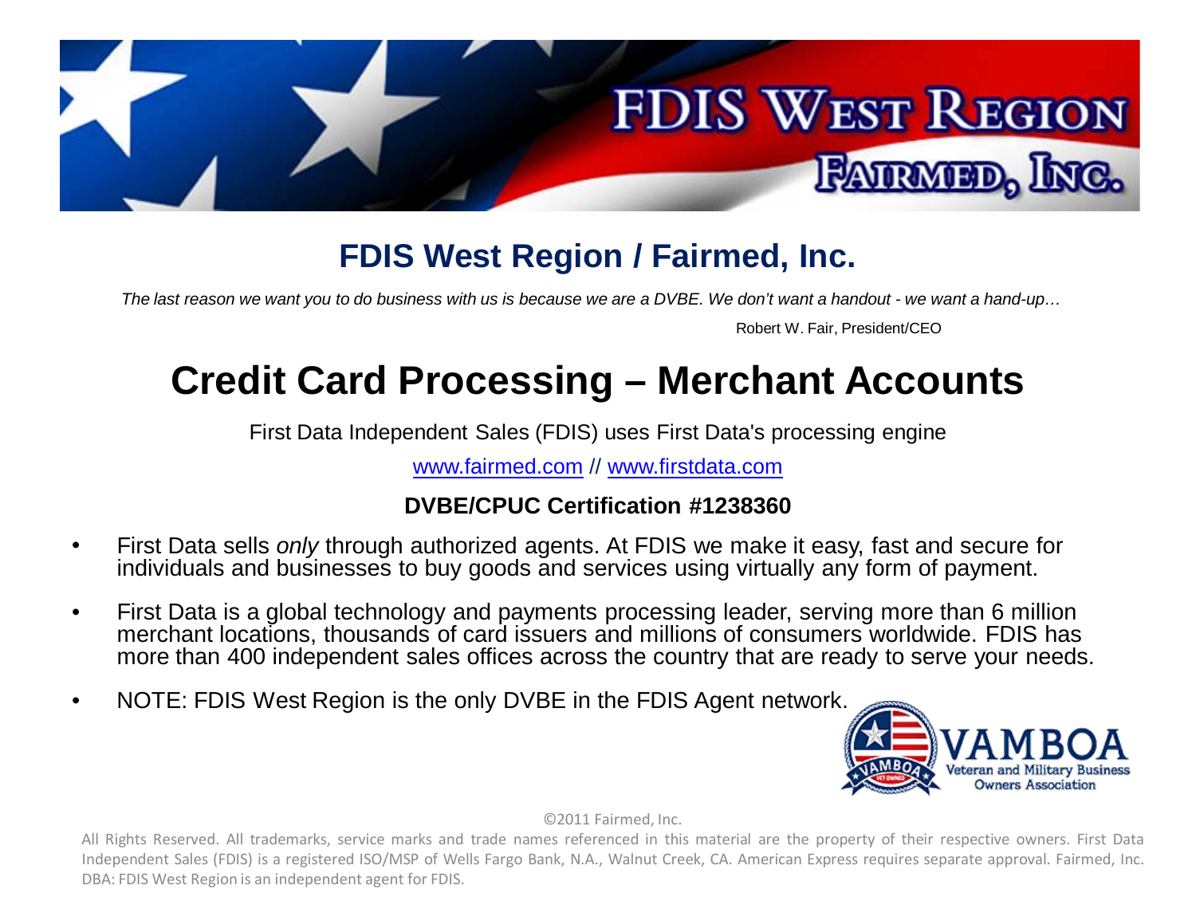# FDIS West Region / Fairmed, Inc.

*The last reason we want you to do business with us is because we are a DVBE. We don't want a handout - we want a hand-up…*

Robert W. Fair, President/CEO

# Credit Card Processing – Merchant Accounts

First Data Independent Sales (FDIS) uses First Data's processing engine

www.fairmed.com // www.firstdata.com

**DVBE/CPUC Certification #1238360**

- First Data sells *only* through authorized agents. At FDIS we make it easy, fast and secure for individuals and businesses to buy goods and services using virtually any form of payment.
- First Data is a global technology and payments processing leader, serving more than 6 million merchant locations, thousands of card issuers and millions of consumers worldwide. FDIS has more than 400 independent sales offices across the country that are ready to serve your needs.
- NOTE: FDIS West Region is the only DVBE in the FDIS Agent network.

VAMBOA Veteran and Military Business Owners Association

©2011 Fairmed, Inc.

All Rights Reserved. All trademarks, service marks and trade names referenced in this material are the property of their respective owners. First Data Independent Sales (FDIS) is a registered ISO/MSP of Wells Fargo Bank, N.A., Walnut Creek, CA. American Express requires separate approval. Fairmed, Inc. DBA: FDIS West Region is an independent agent for FDIS.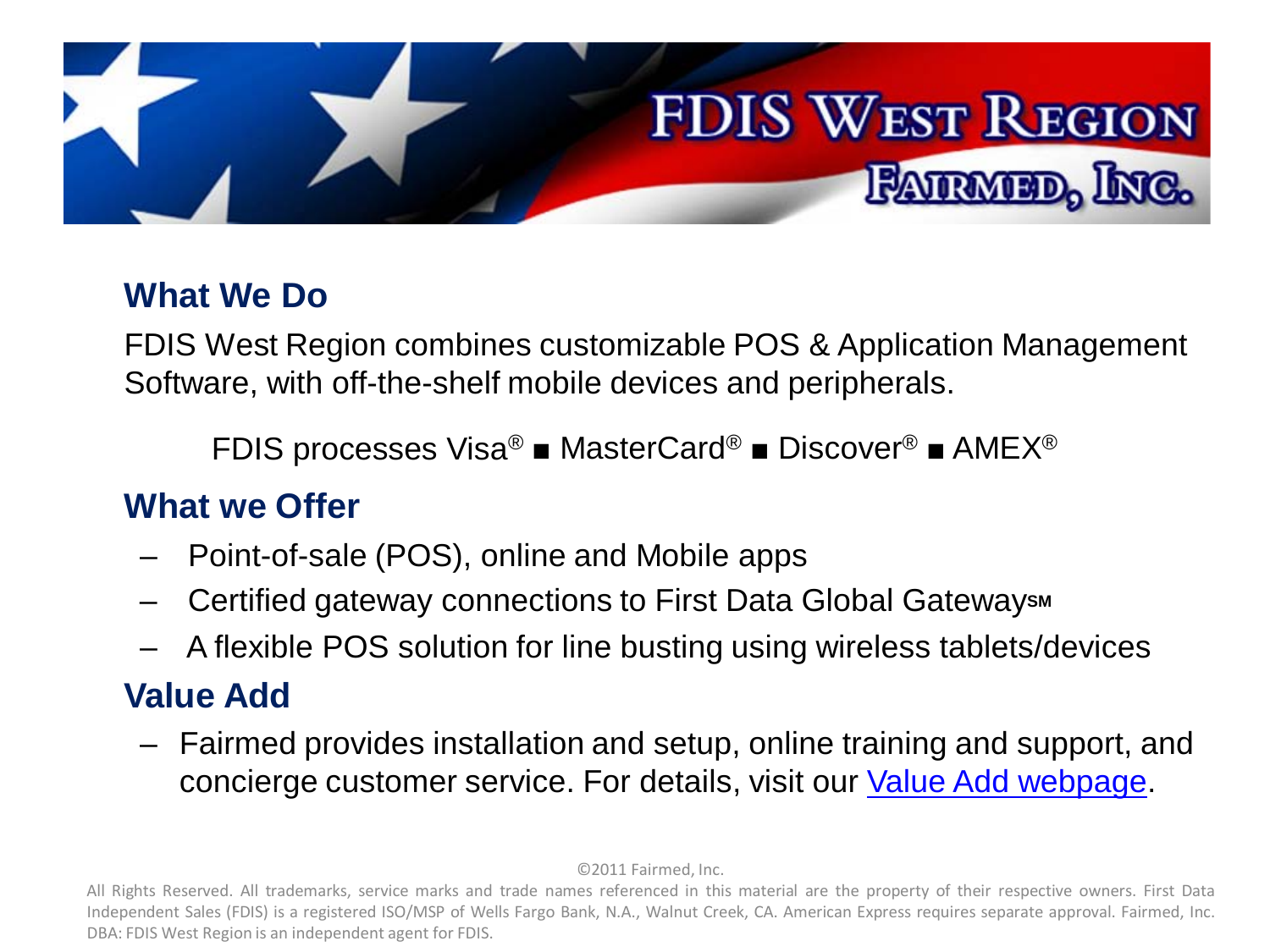# FDIS West Region

## Fairmed, Inc.

### What We Do

FDIS West Region combines customizable POS & Application Management Software, with off-the-shelf mobile devices and peripherals.

FDIS processes Visa® ■ MasterCard® ■ Discover® ■ AMEX®

### What we Offer

- Point-of-sale (POS), online and Mobile apps
- Certified gateway connections to First Data Global Gateway℠
- A flexible POS solution for line busting using wireless tablets/devices

### Value Add

- Fairmed provides installation and setup, online training and support, and concierge customer service. For details, visit our Value Add webpage.

©2011 Fairmed, Inc.

All Rights Reserved. All trademarks, service marks and trade names referenced in this material are the property of their respective owners. First Data Independent Sales (FDIS) is a registered ISO/MSP of Wells Fargo Bank, N.A., Walnut Creek, CA. American Express requires separate approval. Fairmed, Inc. DBA: FDIS West Region is an independent agent for FDIS.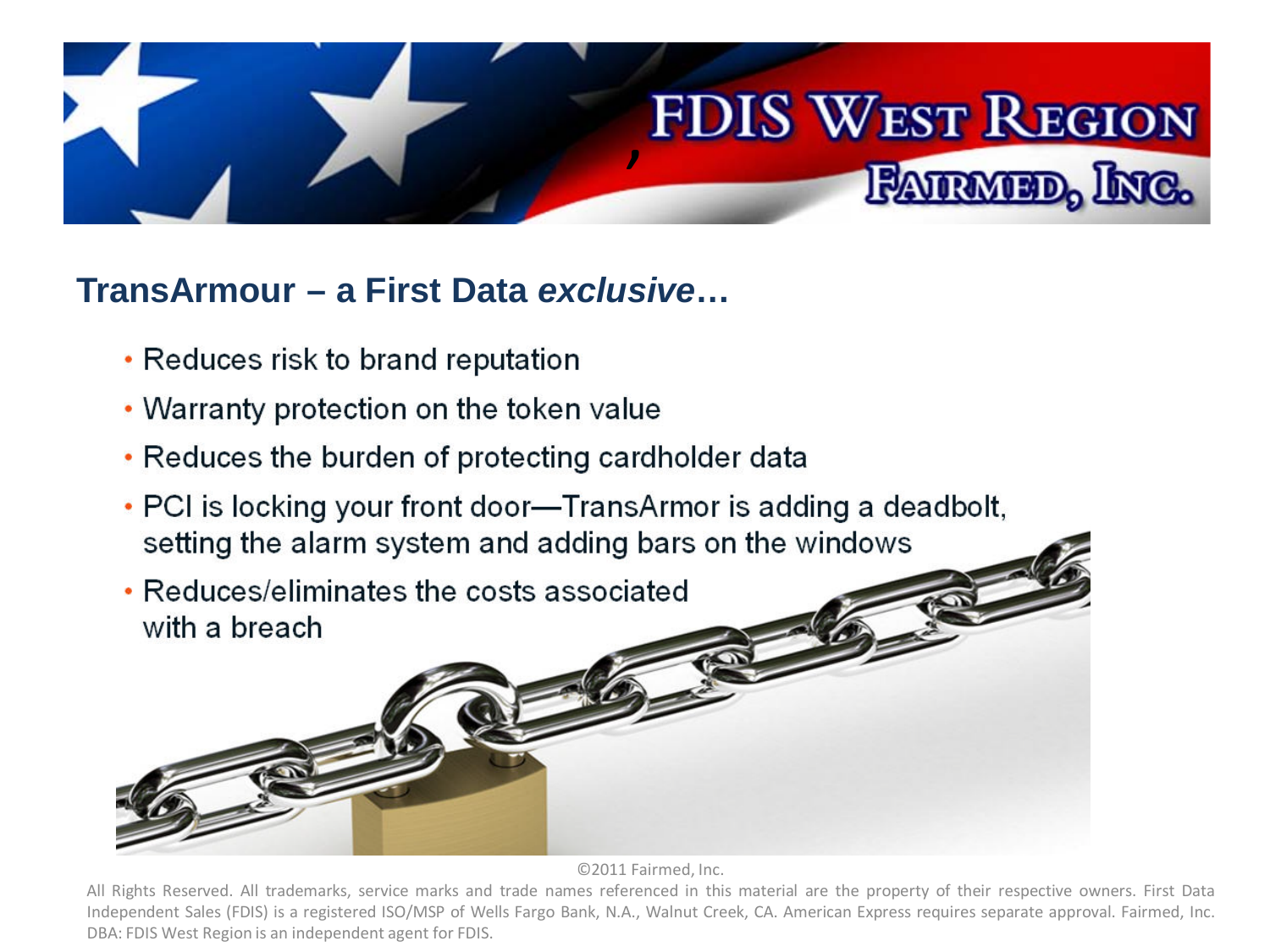# FDIS West Region
## Fairmed, Inc.

## TransArmour – a First Data *exclusive*…

- Reduces risk to brand reputation
- Warranty protection on the token value
- Reduces the burden of protecting cardholder data
- PCI is locking your front door—TransArmor is adding a deadbolt, setting the alarm system and adding bars on the windows
- Reduces/eliminates the costs associated with a breach

©2011 Fairmed, Inc.

All Rights Reserved. All trademarks, service marks and trade names referenced in this material are the property of their respective owners. First Data Independent Sales (FDIS) is a registered ISO/MSP of Wells Fargo Bank, N.A., Walnut Creek, CA. American Express requires separate approval. Fairmed, Inc. DBA: FDIS West Region is an independent agent for FDIS.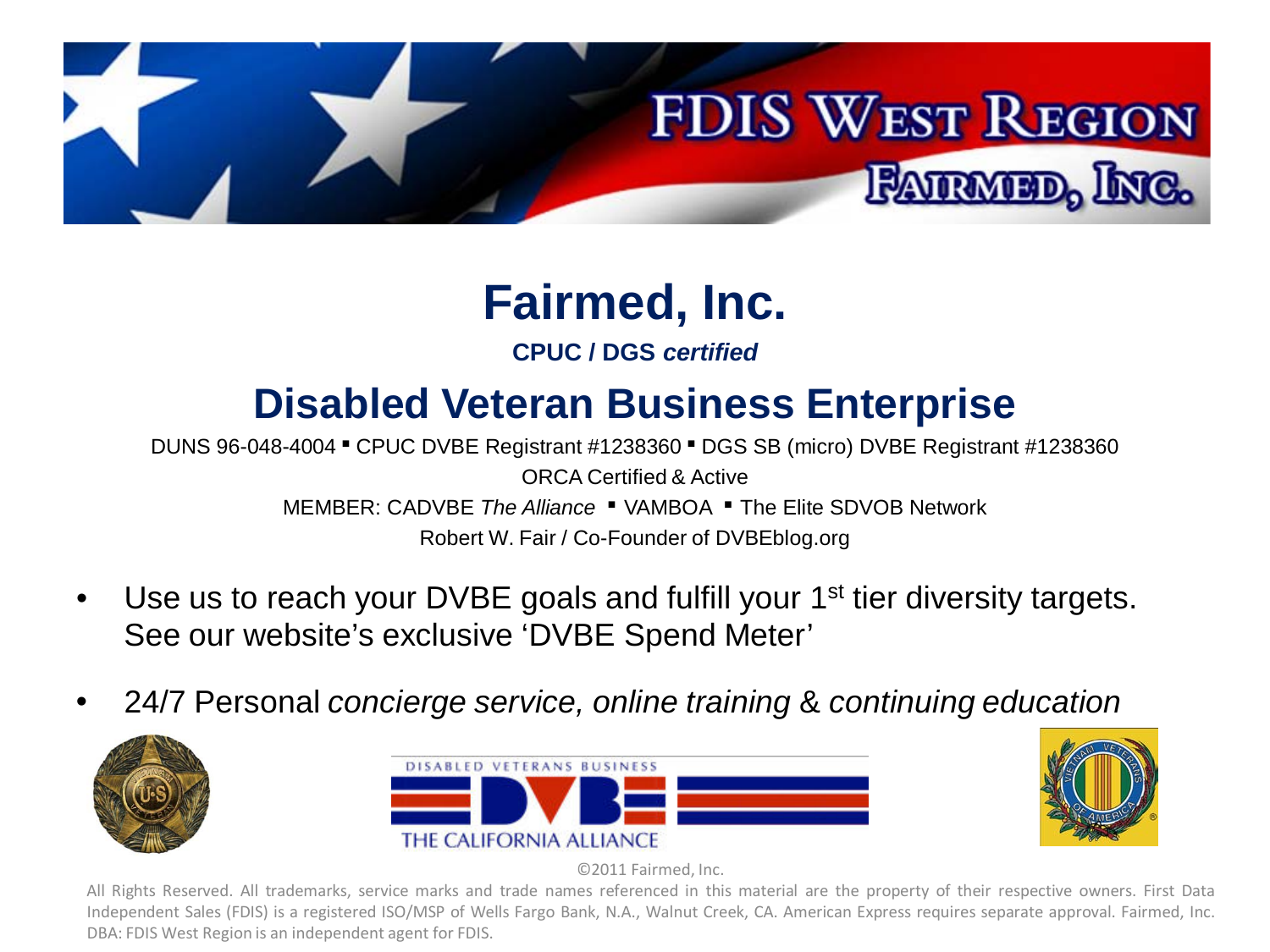# FDIS West Region

## Fairmed, Inc.

# Fairmed, Inc.

**CPUC / DGS *certified***

## Disabled Veteran Business Enterprise

DUNS 96-048-4004 ▪ CPUC DVBE Registrant #1238360 ▪ DGS SB (micro) DVBE Registrant #1238360

ORCA Certified & Active

MEMBER: CADVBE *The Alliance* ▪ VAMBOA ▪ The Elite SDVOB Network

Robert W. Fair / Co-Founder of DVBEblog.org

- Use us to reach your DVBE goals and fulfill your 1st tier diversity targets. See our website's exclusive 'DVBE Spend Meter'
- 24/7 Personal *concierge service, online training* & *continuing education*

DISABLED VETERANS BUSINESS

DVBE

THE CALIFORNIA ALLIANCE

©2011 Fairmed, Inc.

All Rights Reserved. All trademarks, service marks and trade names referenced in this material are the property of their respective owners. First Data Independent Sales (FDIS) is a registered ISO/MSP of Wells Fargo Bank, N.A., Walnut Creek, CA. American Express requires separate approval. Fairmed, Inc. DBA: FDIS West Region is an independent agent for FDIS.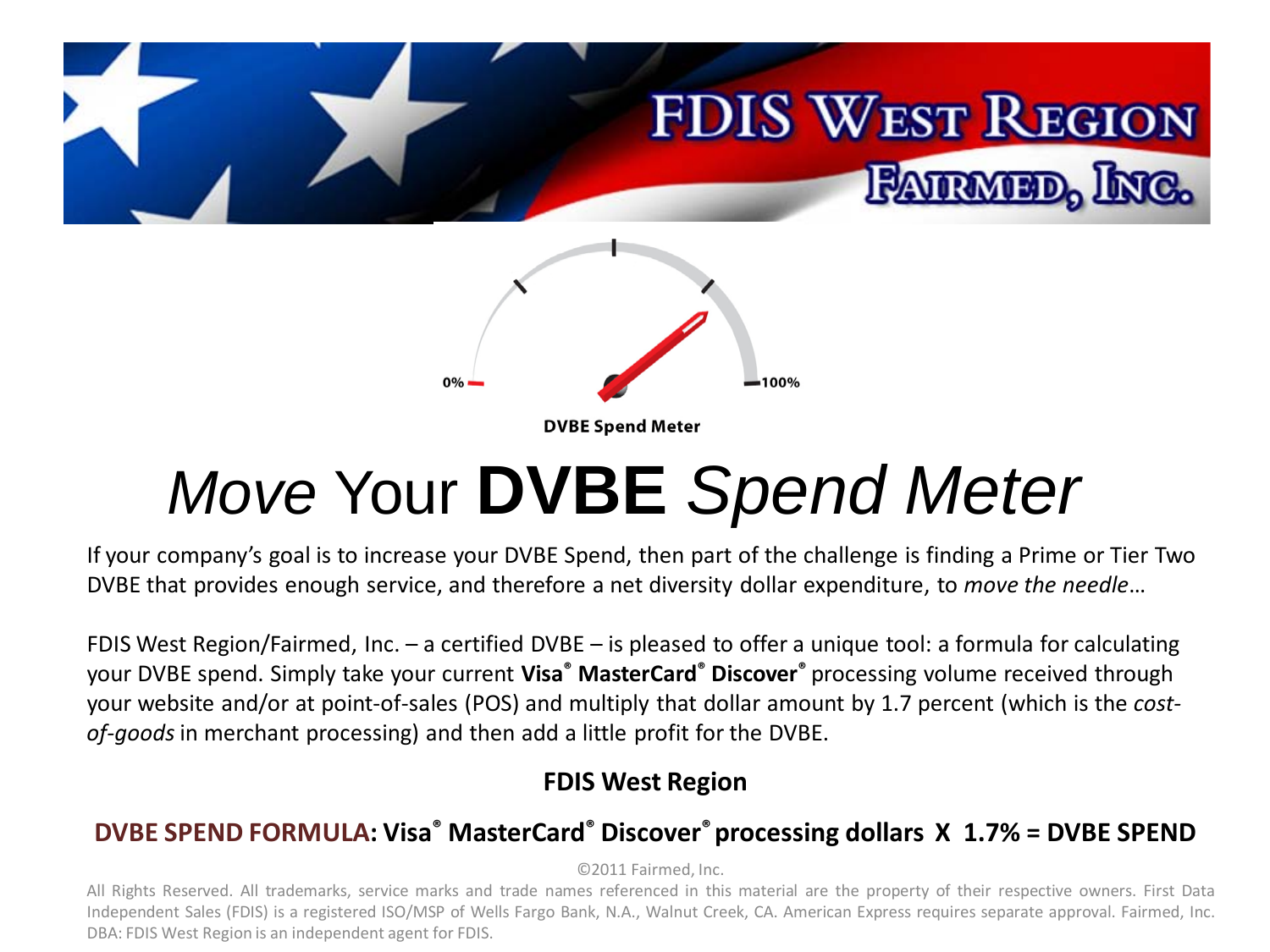# FDIS West Region

## Fairmed, Inc.

0% 100%

**DVBE Spend Meter**

# *Move* Your **DVBE** *Spend Meter*

If your company's goal is to increase your DVBE Spend, then part of the challenge is finding a Prime or Tier Two DVBE that provides enough service, and therefore a net diversity dollar expenditure, to *move the needle*…

FDIS West Region/Fairmed, Inc. – a certified DVBE – is pleased to offer a unique tool: a formula for calculating your DVBE spend. Simply take your current **Visa® MasterCard® Discover®** processing volume received through your website and/or at point-of-sales (POS) and multiply that dollar amount by 1.7 percent (which is the *cost-of-goods* in merchant processing) and then add a little profit for the DVBE.

**FDIS West Region**

**DVBE SPEND FORMULA: Visa® MasterCard® Discover® processing dollars X 1.7% = DVBE SPEND**

©2011 Fairmed, Inc.

All Rights Reserved. All trademarks, service marks and trade names referenced in this material are the property of their respective owners. First Data Independent Sales (FDIS) is a registered ISO/MSP of Wells Fargo Bank, N.A., Walnut Creek, CA. American Express requires separate approval. Fairmed, Inc. DBA: FDIS West Region is an independent agent for FDIS.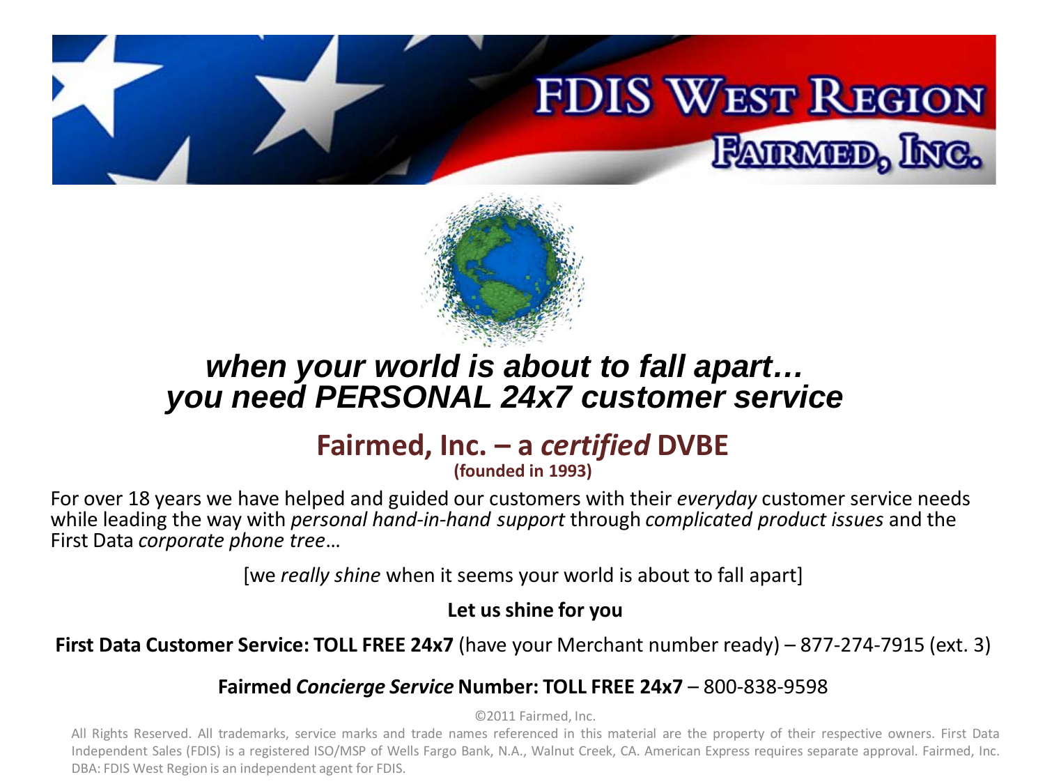# FDIS West Region

## Fairmed, Inc.

***when your world is about to fall apart…***
***you need PERSONAL 24x7 customer service***

## Fairmed, Inc. – a *certified* DVBE

**(founded in 1993)**

For over 18 years we have helped and guided our customers with their *everyday* customer service needs while leading the way with *personal hand-in-hand support* through *complicated product issues* and the First Data *corporate phone tree*…

[we *really shine* when it seems your world is about to fall apart]

**Let us shine for you**

**First Data Customer Service: TOLL FREE 24x7** (have your Merchant number ready) – 877-274-7915 (ext. 3)

**Fairmed *Concierge Service* Number: TOLL FREE 24x7** – 800-838-9598

©2011 Fairmed, Inc.

All Rights Reserved. All trademarks, service marks and trade names referenced in this material are the property of their respective owners. First Data Independent Sales (FDIS) is a registered ISO/MSP of Wells Fargo Bank, N.A., Walnut Creek, CA. American Express requires separate approval. Fairmed, Inc. DBA: FDIS West Region is an independent agent for FDIS.